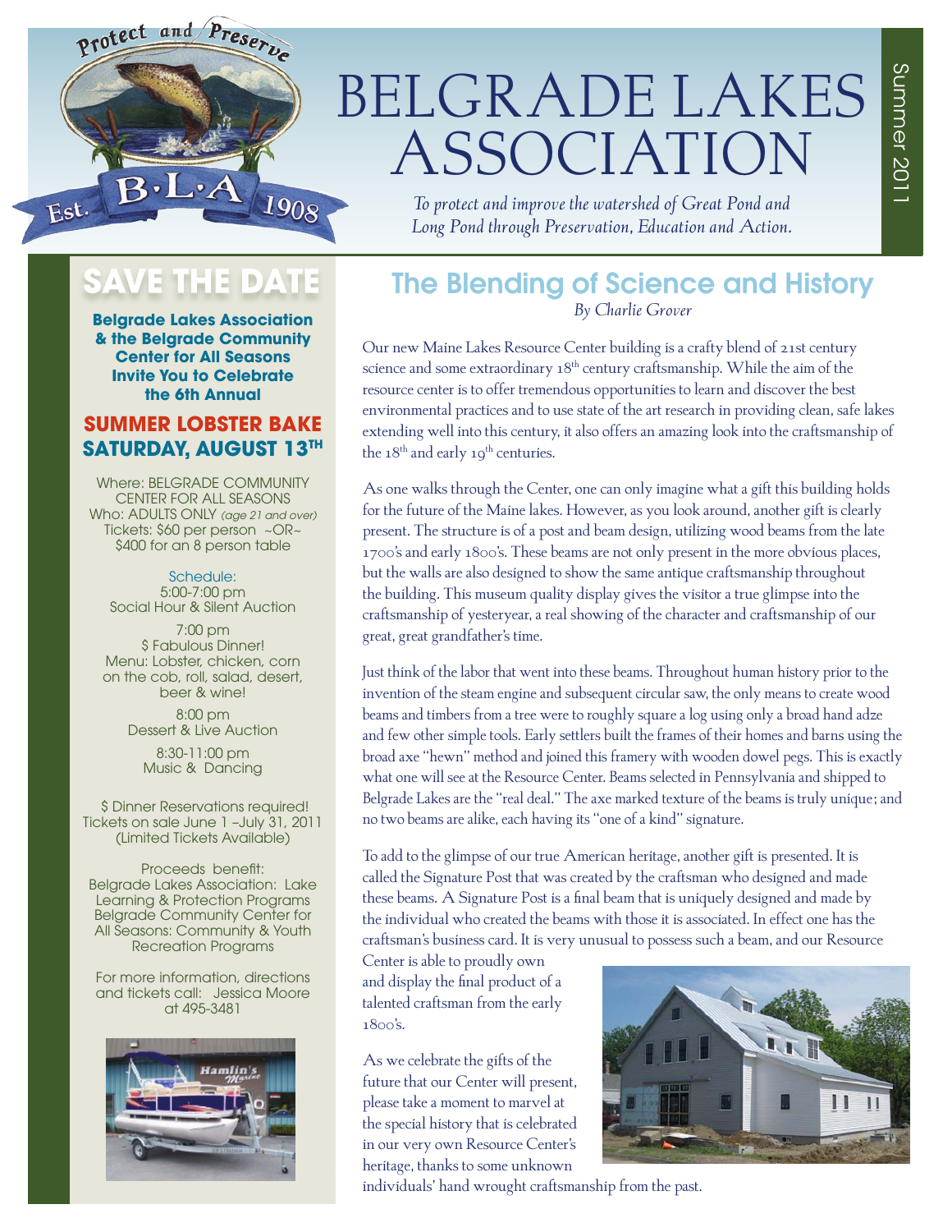# BELGRADE LAKES ASSOCIATION

*To protect and improve the watershed of Great Pond and Long Pond through Preservation, Education and Action.*

Summer 2011

## SAVE THE DATE

**Belgrade Lakes Association & the Belgrade Community Center for All Seasons Invite You to Celebrate the 6th Annual**

**SUMMER LOBSTER BAKE**
**SATURDAY, AUGUST 13TH**

Where: BELGRADE COMMUNITY CENTER FOR ALL SEASONS
Who: ADULTS ONLY *(age 21 and over)*
Tickets: $60 per person ~OR~ $400 for an 8 person table

Schedule:

5:00-7:00 pm
Social Hour & Silent Auction

7:00 pm
$ Fabulous Dinner!
Menu: Lobster, chicken, corn on the cob, roll, salad, desert, beer & wine!

8:00 pm
Dessert & Live Auction

8:30-11:00 pm
Music & Dancing

$ Dinner Reservations required!
Tickets on sale June 1 –July 31, 2011
(Limited Tickets Available)

Proceeds benefit:
Belgrade Lakes Association: Lake Learning & Protection Programs
Belgrade Community Center for All Seasons: Community & Youth Recreation Programs

For more information, directions and tickets call: Jessica Moore at 495-3481

## The Blending of Science and History

*By Charlie Grover*

Our new Maine Lakes Resource Center building is a crafty blend of 21st century science and some extraordinary 18th century craftsmanship. While the aim of the resource center is to offer tremendous opportunities to learn and discover the best environmental practices and to use state of the art research in providing clean, safe lakes extending well into this century, it also offers an amazing look into the craftsmanship of the 18th and early 19th centuries.

As one walks through the Center, one can only imagine what a gift this building holds for the future of the Maine lakes. However, as you look around, another gift is clearly present. The structure is of a post and beam design, utilizing wood beams from the late 1700's and early 1800's. These beams are not only present in the more obvious places, but the walls are also designed to show the same antique craftsmanship throughout the building. This museum quality display gives the visitor a true glimpse into the craftsmanship of yesteryear, a real showing of the character and craftsmanship of our great, great grandfather's time.

Just think of the labor that went into these beams. Throughout human history prior to the invention of the steam engine and subsequent circular saw, the only means to create wood beams and timbers from a tree were to roughly square a log using only a broad hand adze and few other simple tools. Early settlers built the frames of their homes and barns using the broad axe "hewn" method and joined this framery with wooden dowel pegs. This is exactly what one will see at the Resource Center. Beams selected in Pennsylvania and shipped to Belgrade Lakes are the "real deal." The axe marked texture of the beams is truly unique; and no two beams are alike, each having its "one of a kind" signature.

To add to the glimpse of our true American heritage, another gift is presented. It is called the Signature Post that was created by the craftsman who designed and made these beams. A Signature Post is a final beam that is uniquely designed and made by the individual who created the beams with those it is associated. In effect one has the craftsman's business card. It is very unusual to possess such a beam, and our Resource Center is able to proudly own and display the final product of a talented craftsman from the early 1800's.

As we celebrate the gifts of the future that our Center will present, please take a moment to marvel at the special history that is celebrated in our very own Resource Center's heritage, thanks to some unknown individuals' hand wrought craftsmanship from the past.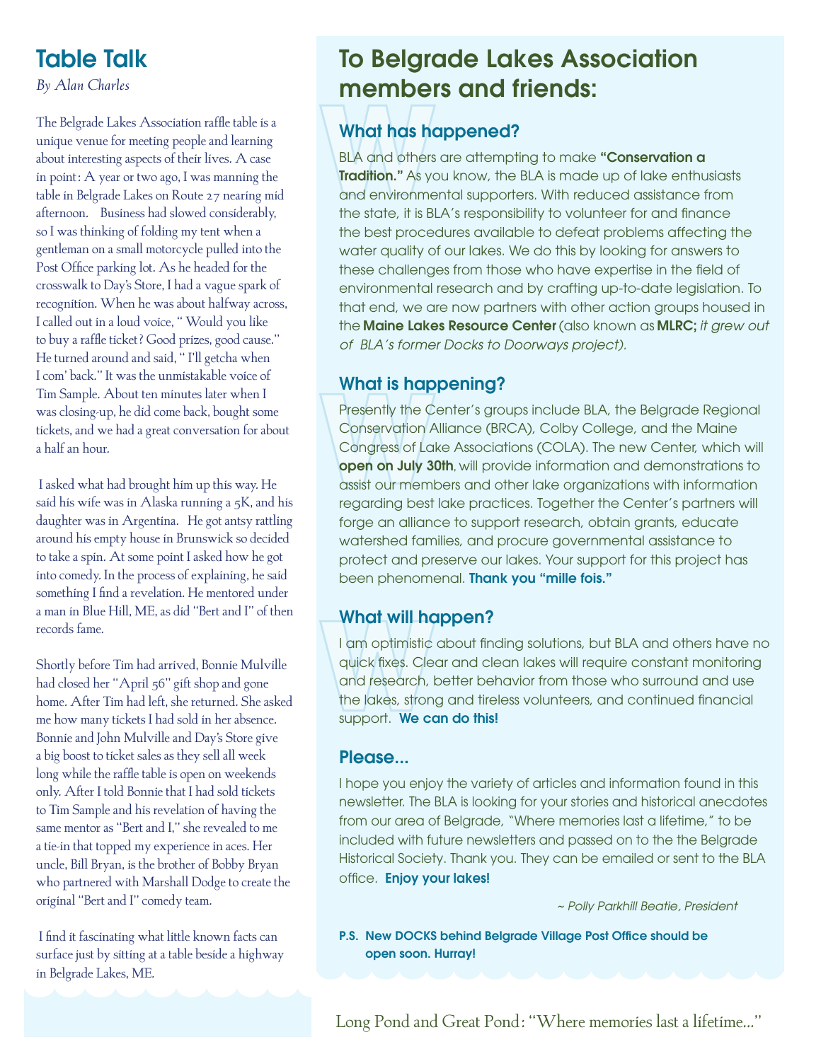## Table Talk

*By Alan Charles*

The Belgrade Lakes Association raffle table is a unique venue for meeting people and learning about interesting aspects of their lives. A case in point: A year or two ago, I was manning the table in Belgrade Lakes on Route 27 nearing mid afternoon. Business had slowed considerably, so I was thinking of folding my tent when a gentleman on a small motorcycle pulled into the Post Office parking lot. As he headed for the crosswalk to Day's Store, I had a vague spark of recognition. When he was about halfway across, I called out in a loud voice, " Would you like to buy a raffle ticket? Good prizes, good cause." He turned around and said, " I'll getcha when I com' back." It was the unmistakable voice of Tim Sample. About ten minutes later when I was closing-up, he did come back, bought some tickets, and we had a great conversation for about a half an hour.

I asked what had brought him up this way. He said his wife was in Alaska running a 5K, and his daughter was in Argentina. He got antsy rattling around his empty house in Brunswick so decided to take a spin. At some point I asked how he got into comedy. In the process of explaining, he said something I find a revelation. He mentored under a man in Blue Hill, ME, as did "Bert and I" of then records fame.

Shortly before Tim had arrived, Bonnie Mulville had closed her "April 56" gift shop and gone home. After Tim had left, she returned. She asked me how many tickets I had sold in her absence. Bonnie and John Mulville and Day's Store give a big boost to ticket sales as they sell all week long while the raffle table is open on weekends only. After I told Bonnie that I had sold tickets to Tim Sample and his revelation of having the same mentor as "Bert and I," she revealed to me a tie-in that topped my experience in aces. Her uncle, Bill Bryan, is the brother of Bobby Bryan who partnered with Marshall Dodge to create the original "Bert and I" comedy team.

I find it fascinating what little known facts can surface just by sitting at a table beside a highway in Belgrade Lakes, ME.

## To Belgrade Lakes Association members and friends:

### What has happened?

BLA and others are attempting to make **"Conservation a Tradition."** As you know, the BLA is made up of lake enthusiasts and environmental supporters. With reduced assistance from the state, it is BLA's responsibility to volunteer for and finance the best procedures available to defeat problems affecting the water quality of our lakes. We do this by looking for answers to these challenges from those who have expertise in the field of environmental research and by crafting up-to-date legislation. To that end, we are now partners with other action groups housed in the **Maine Lakes Resource Center** (also known as **MLRC;** *it grew out of BLA's former Docks to Doorways project).*

### What is happening?

Presently the Center's groups include BLA, the Belgrade Regional Conservation Alliance (BRCA), Colby College, and the Maine Congress of Lake Associations (COLA). The new Center, which will **open on July 30th**, will provide information and demonstrations to assist our members and other lake organizations with information regarding best lake practices. Together the Center's partners will forge an alliance to support research, obtain grants, educate watershed families, and procure governmental assistance to protect and preserve our lakes. Your support for this project has been phenomenal. **Thank you "mille fois."**

### What will happen?

I am optimistic about finding solutions, but BLA and others have no quick fixes. Clear and clean lakes will require constant monitoring and research, better behavior from those who surround and use the lakes, strong and tireless volunteers, and continued financial support. **We can do this!**

### Please...

I hope you enjoy the variety of articles and information found in this newsletter. The BLA is looking for your stories and historical anecdotes from our area of Belgrade, "Where memories last a lifetime," to be included with future newsletters and passed on to the the Belgrade Historical Society. Thank you. They can be emailed or sent to the BLA office. **Enjoy your lakes!**

*~ Polly Parkhill Beatie, President*

**P.S. New DOCKS behind Belgrade Village Post Office should be open soon. Hurray!**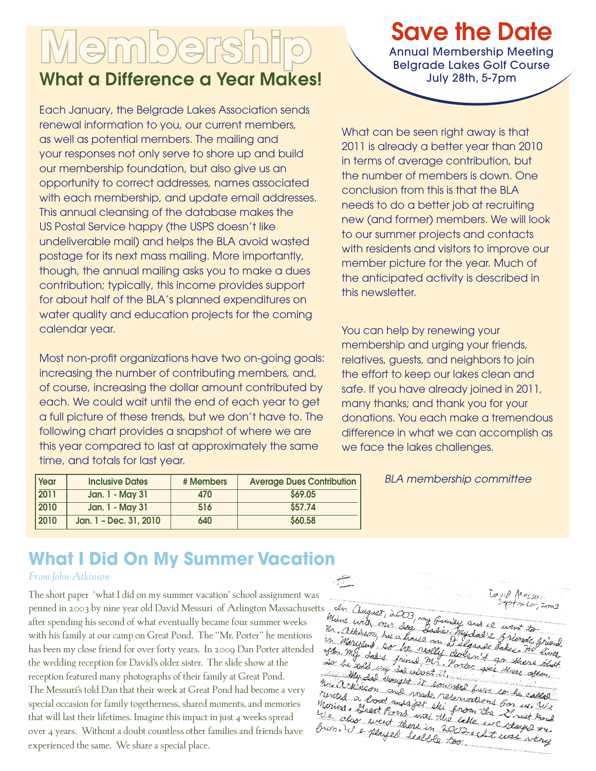# Membership

## What a Difference a Year Makes!

Each January, the Belgrade Lakes Association sends renewal information to you, our current members, as well as potential members. The mailing and your responses not only serve to shore up and build our membership foundation, but also give us an opportunity to correct addresses, names associated with each membership, and update email addresses. This annual cleansing of the database makes the US Postal Service happy (the USPS doesn't like undeliverable mail) and helps the BLA avoid wasted postage for its next mass mailing. More importantly, though, the annual mailing asks you to make a dues contribution; typically, this income provides support for about half of the BLA's planned expenditures on water quality and education projects for the coming calendar year.

Most non-profit organizations have two on-going goals: increasing the number of contributing members, and, of course, increasing the dollar amount contributed by each. We could wait until the end of each year to get a full picture of these trends, but we don't have to. The following chart provides a snapshot of where we are this year compared to last at approximately the same time, and totals for last year.

| Year | Inclusive Dates | # Members | Average Dues Contribution |
|---|---|---|---|
| 2011 | Jan. 1 - May 31 | 470 | $69.05 |
| 2010 | Jan. 1 - May 31 | 516 | $57.74 |
| 2010 | Jan. 1 – Dec. 31, 2010 | 640 | $60.58 |

What can be seen right away is that 2011 is already a better year than 2010 in terms of average contribution, but the number of members is down. One conclusion from this is that the BLA needs to do a better job at recruiting new (and former) members. We will look to our summer projects and contacts with residents and visitors to improve our member picture for the year. Much of the anticipated activity is described in this newsletter.

You can help by renewing your membership and urging your friends, relatives, guests, and neighbors to join the effort to keep our lakes clean and safe. If you have already joined in 2011, many thanks; and thank you for your donations. You each make a tremendous difference in what we can accomplish as we face the lakes challenges.

*BLA membership committee*

## Save the Date

Annual Membership Meeting
Belgrade Lakes Golf Course
July 28th, 5-7pm

## What I Did On My Summer Vacation

*From John Atkinson*

The short paper 'what I did on my summer vacation' school assignment was penned in 2003 by nine year old David Messuri of Arlington Massachusetts after spending his second of what eventually became four summer weeks with his family at our camp on Great Pond. The "Mr. Porter" he mentions has been my close friend for over forty years. In 2009 Dan Porter attended the wedding reception for David's older sister. The slide show at the reception featured many photographs of their family at Great Pond. The Messuri's told Dan that their week at Great Pond had become a very special occasion for family togetherness, shared moments, and memories that will last their lifetimes. Imagine this impact in just 4 weeks spread over 4 years. Without a doubt countless other families and friends have experienced the same. We share a special place.

David Messuri
September, 2003

In August, 2003, my family and I went to Maine with our dog Sadie. My dad's friend, Mr. Atkinson, has a house on Belgrade Lakes. He lives in Maryland so he really doesn't go there that often. My dad's friend, Mr. Porter goes there often, so he told my dad about it.

My dad thought it sounded fun so he called Mr. Atkinson and made reservations for us. We rented a boat and jet ski from the Great Pond Marina. Great Pond was the lake we stayed on. We also went there in 2002. It was very fun. We played Scrabble too.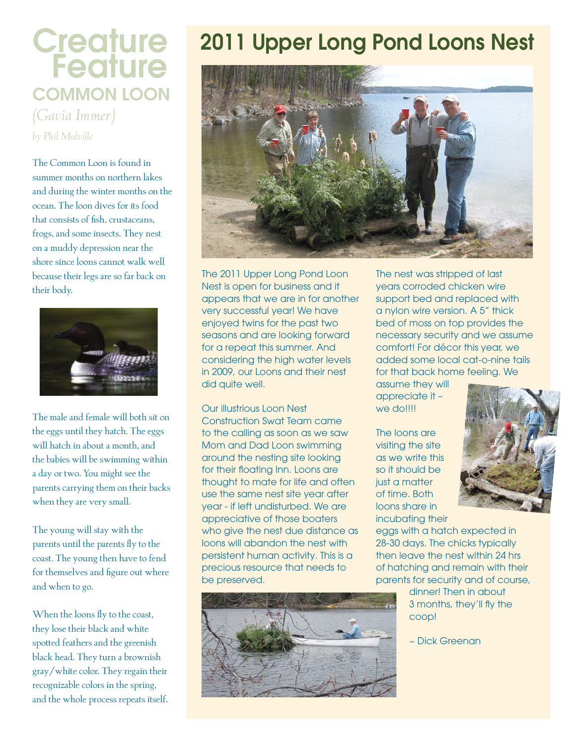# Creature Feature

## COMMON LOON

*(Gavia Immer)*

*by Phil Mulville*

The Common Loon is found in summer months on northern lakes and during the winter months on the ocean. The loon dives for its food that consists of fish, crustaceans, frogs, and some insects. They nest on a muddy depression near the shore since loons cannot walk well because their legs are so far back on their body.

The male and female will both sit on the eggs until they hatch. The eggs will hatch in about a month, and the babies will be swimming within a day or two. You might see the parents carrying them on their backs when they are very small.

The young will stay with the parents until the parents fly to the coast. The young then have to fend for themselves and figure out where and when to go.

When the loons fly to the coast, they lose their black and white spotted feathers and the greenish black head. They turn a brownish gray/white color. They regain their recognizable colors in the spring, and the whole process repeats itself.

# 2011 Upper Long Pond Loons Nest

The 2011 Upper Long Pond Loon Nest is open for business and it appears that we are in for another very successful year! We have enjoyed twins for the past two seasons and are looking forward for a repeat this summer. And considering the high water levels in 2009, our Loons and their nest did quite well.

Our illustrious Loon Nest Construction Swat Team came to the calling as soon as we saw Mom and Dad Loon swimming around the nesting site looking for their floating Inn. Loons are thought to mate for life and often use the same nest site year after year - if left undisturbed. We are appreciative of those boaters who give the nest due distance as loons will abandon the nest with persistent human activity. This is a precious resource that needs to be preserved.

The nest was stripped of last years corroded chicken wire support bed and replaced with a nylon wire version. A 5" thick bed of moss on top provides the necessary security and we assume comfort! For décor this year, we added some local cat-o-nine tails for that back home feeling. We assume they will appreciate it – we do!!!!

The loons are visiting the site as we write this so it should be just a matter of time. Both loons share in incubating their eggs with a hatch expected in 28-30 days. The chicks typically then leave the nest within 24 hrs of hatching and remain with their parents for security and of course, dinner! Then in about 3 months, they'll fly the coop!

~ Dick Greenan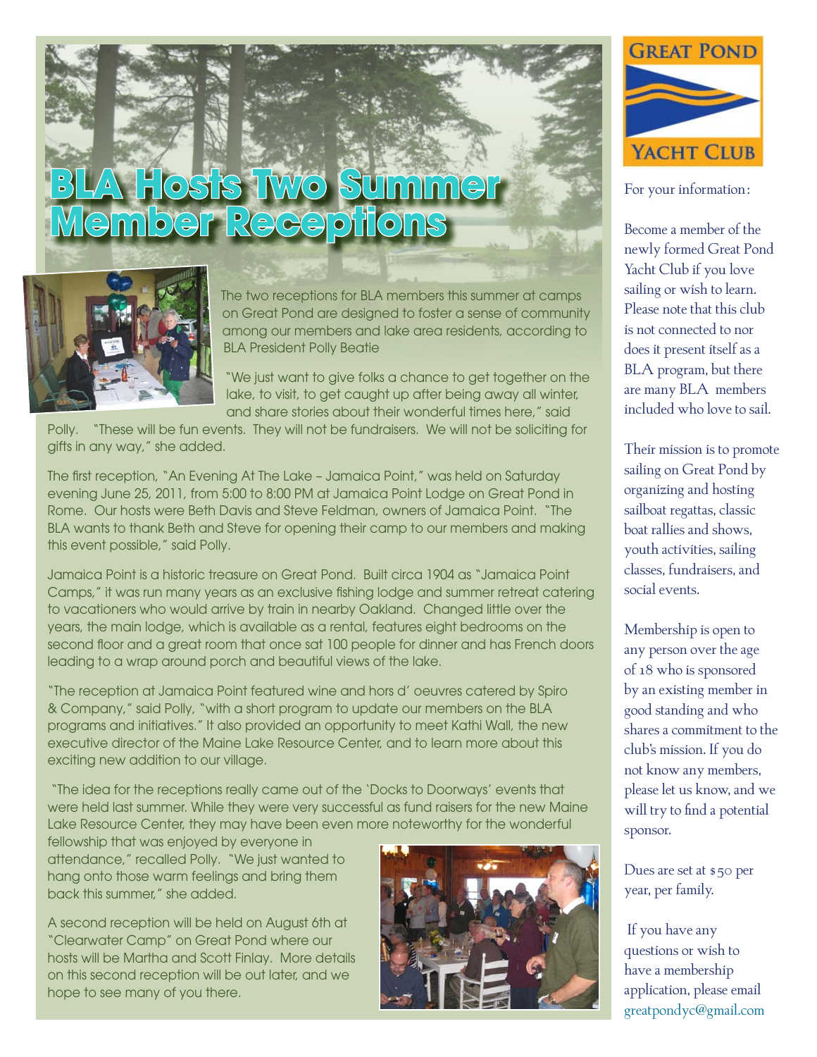# BLA Hosts Two Summer Member Receptions

The two receptions for BLA members this summer at camps on Great Pond are designed to foster a sense of community among our members and lake area residents, according to BLA President Polly Beatie

"We just want to give folks a chance to get together on the lake, to visit, to get caught up after being away all winter, and share stories about their wonderful times here," said Polly. "These will be fun events. They will not be fundraisers. We will not be soliciting for gifts in any way," she added.

The first reception, "An Evening At The Lake – Jamaica Point," was held on Saturday evening June 25, 2011, from 5:00 to 8:00 PM at Jamaica Point Lodge on Great Pond in Rome. Our hosts were Beth Davis and Steve Feldman, owners of Jamaica Point. "The BLA wants to thank Beth and Steve for opening their camp to our members and making this event possible," said Polly.

Jamaica Point is a historic treasure on Great Pond. Built circa 1904 as "Jamaica Point Camps," it was run many years as an exclusive fishing lodge and summer retreat catering to vacationers who would arrive by train in nearby Oakland. Changed little over the years, the main lodge, which is available as a rental, features eight bedrooms on the second floor and a great room that once sat 100 people for dinner and has French doors leading to a wrap around porch and beautiful views of the lake.

"The reception at Jamaica Point featured wine and hors d' oeuvres catered by Spiro & Company," said Polly, "with a short program to update our members on the BLA programs and initiatives." It also provided an opportunity to meet Kathi Wall, the new executive director of the Maine Lake Resource Center, and to learn more about this exciting new addition to our village.

"The idea for the receptions really came out of the 'Docks to Doorways' events that were held last summer. While they were very successful as fund raisers for the new Maine Lake Resource Center, they may have been even more noteworthy for the wonderful fellowship that was enjoyed by everyone in attendance," recalled Polly. "We just wanted to hang onto those warm feelings and bring them back this summer," she added.

A second reception will be held on August 6th at "Clearwater Camp" on Great Pond where our hosts will be Martha and Scott Finlay. More details on this second reception will be out later, and we hope to see many of you there.

## Great Pond Yacht Club

For your information:

Become a member of the newly formed Great Pond Yacht Club if you love sailing or wish to learn. Please note that this club is not connected to nor does it present itself as a BLA program, but there are many BLA members included who love to sail.

Their mission is to promote sailing on Great Pond by organizing and hosting sailboat regattas, classic boat rallies and shows, youth activities, sailing classes, fundraisers, and social events.

Membership is open to any person over the age of 18 who is sponsored by an existing member in good standing and who shares a commitment to the club's mission. If you do not know any members, please let us know, and we will try to find a potential sponsor.

Dues are set at $50 per year, per family.

If you have any questions or wish to have a membership application, please email greatpondyc@gmail.com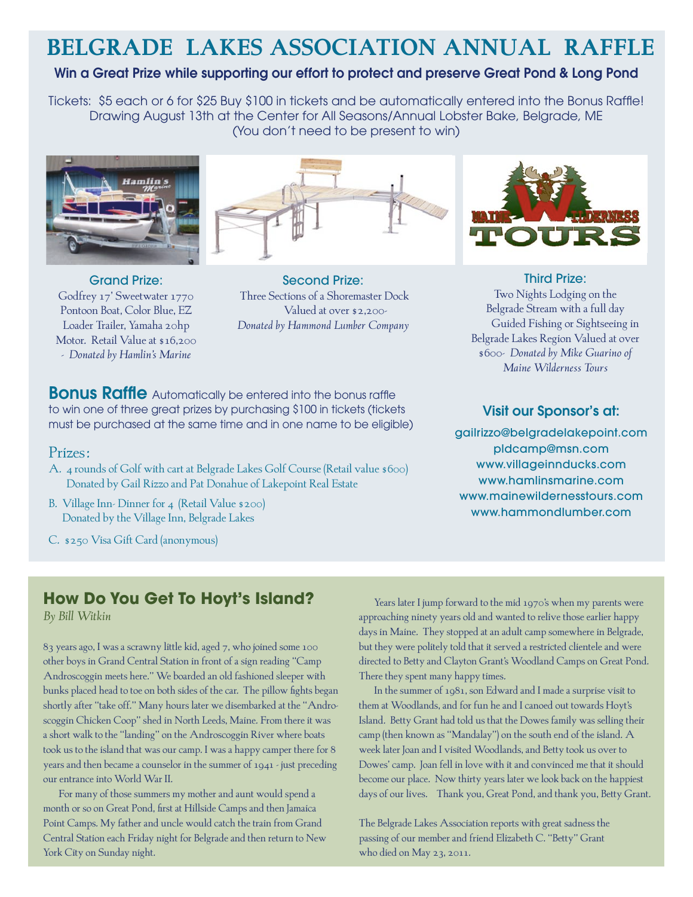# BELGRADE LAKES ASSOCIATION ANNUAL RAFFLE

**Win a Great Prize while supporting our effort to protect and preserve Great Pond & Long Pond**

Tickets: $5 each or 6 for $25 Buy $100 in tickets and be automatically entered into the Bonus Raffle! Drawing August 13th at the Center for All Seasons/Annual Lobster Bake, Belgrade, ME (You don't need to be present to win)

### Grand Prize:

Godfrey 17' Sweetwater 1770 Pontoon Boat, Color Blue, EZ Loader Trailer, Yamaha 20hp Motor. Retail Value at $16,200 - *Donated by Hamlin's Marine*

### Second Prize:

Three Sections of a Shoremaster Dock Valued at over $2,200- *Donated by Hammond Lumber Company*

### Third Prize:

Two Nights Lodging on the Belgrade Stream with a full day Guided Fishing or Sightseeing in Belgrade Lakes Region Valued at over $600- *Donated by Mike Guarino of Maine Wilderness Tours*

## Bonus Raffle

Automatically be entered into the bonus raffle to win one of three great prizes by purchasing $100 in tickets (tickets must be purchased at the same time and in one name to be eligible)

### Prizes:

A. 4 rounds of Golf with cart at Belgrade Lakes Golf Course (Retail value $600) Donated by Gail Rizzo and Pat Donahue of Lakepoint Real Estate

B. Village Inn- Dinner for 4 (Retail Value $200) Donated by the Village Inn, Belgrade Lakes

C. $250 Visa Gift Card (anonymous)

### Visit our Sponsor's at:

gailrizzo@belgradelakepoint.com
pldcamp@msn.com
www.villageinnducks.com
www.hamlinsmarine.com
www.mainewildernesstours.com
www.hammondlumber.com

## How Do You Get To Hoyt's Island?

*By Bill Witkin*

83 years ago, I was a scrawny little kid, aged 7, who joined some 100 other boys in Grand Central Station in front of a sign reading "Camp Androscoggin meets here." We boarded an old fashioned sleeper with bunks placed head to toe on both sides of the car. The pillow fights began shortly after "take off." Many hours later we disembarked at the "Androscoggin Chicken Coop" shed in North Leeds, Maine. From there it was a short walk to the "landing" on the Androscoggin River where boats took us to the island that was our camp. I was a happy camper there for 8 years and then became a counselor in the summer of 1941 - just preceding our entrance into World War II.

For many of those summers my mother and aunt would spend a month or so on Great Pond, first at Hillside Camps and then Jamaica Point Camps. My father and uncle would catch the train from Grand Central Station each Friday night for Belgrade and then return to New York City on Sunday night.

Years later I jump forward to the mid 1970's when my parents were approaching ninety years old and wanted to relive those earlier happy days in Maine. They stopped at an adult camp somewhere in Belgrade, but they were politely told that it served a restricted clientele and were directed to Betty and Clayton Grant's Woodland Camps on Great Pond. There they spent many happy times.

In the summer of 1981, son Edward and I made a surprise visit to them at Woodlands, and for fun he and I canoed out towards Hoyt's Island. Betty Grant had told us that the Dowes family was selling their camp (then known as "Mandalay") on the south end of the island. A week later Joan and I visited Woodlands, and Betty took us over to Dowes' camp. Joan fell in love with it and convinced me that it should become our place. Now thirty years later we look back on the happiest days of our lives. Thank you, Great Pond, and thank you, Betty Grant.

The Belgrade Lakes Association reports with great sadness the passing of our member and friend Elizabeth C. "Betty" Grant who died on May 23, 2011.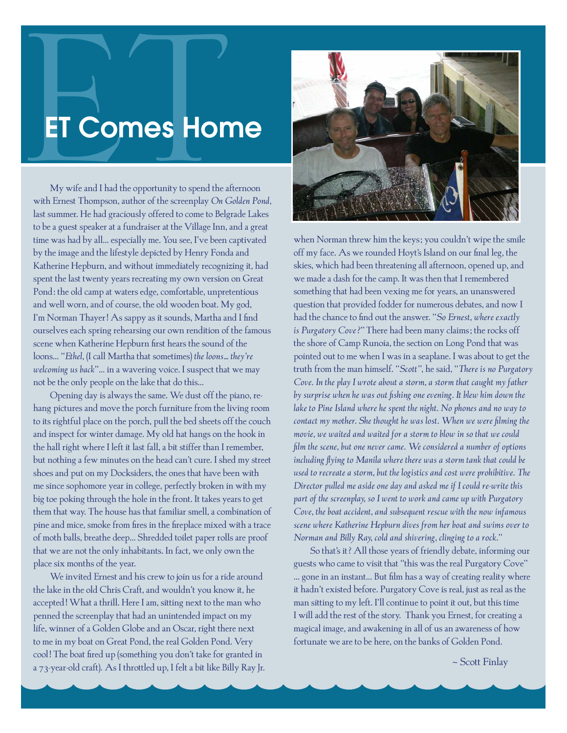# ET Comes Home

My wife and I had the opportunity to spend the afternoon with Ernest Thompson, author of the screenplay *On Golden Pond*, last summer. He had graciously offered to come to Belgrade Lakes to be a guest speaker at a fundraiser at the Village Inn, and a great time was had by all… especially me. You see, I've been captivated by the image and the lifestyle depicted by Henry Fonda and Katherine Hepburn, and without immediately recognizing it, had spent the last twenty years recreating my own version on Great Pond: the old camp at waters edge, comfortable, unpretentious and well worn, and of course, the old wooden boat. My god, I'm Norman Thayer! As sappy as it sounds, Martha and I find ourselves each spring rehearsing our own rendition of the famous scene when Katherine Hepburn first hears the sound of the loons… "*Ethel*, (I call Martha that sometimes) *the loons… they're welcoming us back*"… in a wavering voice. I suspect that we may not be the only people on the lake that do this…

Opening day is always the same. We dust off the piano, re-hang pictures and move the porch furniture from the living room to its rightful place on the porch, pull the bed sheets off the couch and inspect for winter damage. My old hat hangs on the hook in the hall right where I left it last fall, a bit stiffer than I remember, but nothing a few minutes on the head can't cure. I shed my street shoes and put on my Docksiders, the ones that have been with me since sophomore year in college, perfectly broken in with my big toe poking through the hole in the front. It takes years to get them that way. The house has that familiar smell, a combination of pine and mice, smoke from fires in the fireplace mixed with a trace of moth balls, breathe deep… Shredded toilet paper rolls are proof that we are not the only inhabitants. In fact, we only own the place six months of the year.

We invited Ernest and his crew to join us for a ride around the lake in the old Chris Craft, and wouldn't you know it, he accepted! What a thrill. Here I am, sitting next to the man who penned the screenplay that had an unintended impact on my life, winner of a Golden Globe and an Oscar, right there next to me in my boat on Great Pond, the real Golden Pond. Very cool! The boat fired up (something you don't take for granted in a 73-year-old craft). As I throttled up, I felt a bit like Billy Ray Jr. when Norman threw him the keys; you couldn't wipe the smile off my face. As we rounded Hoyt's Island on our final leg, the skies, which had been threatening all afternoon, opened up, and we made a dash for the camp. It was then that I remembered something that had been vexing me for years, an unanswered question that provided fodder for numerous debates, and now I had the chance to find out the answer. "*So Ernest, where exactly is Purgatory Cove?*" There had been many claims; the rocks off the shore of Camp Runoia, the section on Long Pond that was pointed out to me when I was in a seaplane. I was about to get the truth from the man himself. "*Scott*", he said, "*There is no Purgatory Cove. In the play I wrote about a storm, a storm that caught my father by surprise when he was out fishing one evening. It blew him down the lake to Pine Island where he spent the night. No phones and no way to contact my mother. She thought he was lost. When we were filming the movie, we waited and waited for a storm to blow in so that we could film the scene, but one never came. We considered a number of options including flying to Manila where there was a storm tank that could be used to recreate a storm, but the logistics and cost were prohibitive. The Director pulled me aside one day and asked me if I could re-write this part of the screenplay, so I went to work and came up with Purgatory Cove, the boat accident, and subsequent rescue with the now infamous scene where Katherine Hepburn dives from her boat and swims over to Norman and Billy Ray, cold and shivering, clinging to a rock.*"

So that's it? All those years of friendly debate, informing our guests who came to visit that "this was the real Purgatory Cove" … gone in an instant… But film has a way of creating reality where it hadn't existed before. Purgatory Cove is real, just as real as the man sitting to my left. I'll continue to point it out, but this time I will add the rest of the story. Thank you Ernest, for creating a magical image, and awakening in all of us an awareness of how fortunate we are to be here, on the banks of Golden Pond.

~ Scott Finlay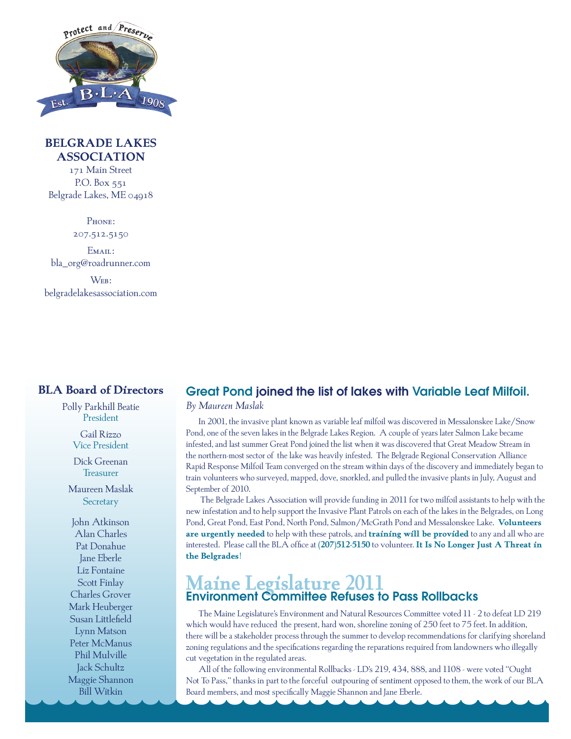Protect and Preserve

B·L·A

Est. 1908

**BELGRADE LAKES ASSOCIATION**

171 Main Street
P.O. Box 551
Belgrade Lakes, ME 04918

Phone:
207.512.5150

Email:
bla_org@roadrunner.com

Web:
belgradelakesassociation.com

### BLA Board of Directors

Polly Parkhill Beatie
President

Gail Rizzo
Vice President

Dick Greenan
Treasurer

Maureen Maslak
Secretary

John Atkinson
Alan Charles
Pat Donahue
Jane Eberle
Liz Fontaine
Scott Finlay
Charles Grover
Mark Heuberger
Susan Littlefield
Lynn Matson
Peter McManus
Phil Mulville
Jack Schultz
Maggie Shannon
Bill Witkin

## Great Pond joined the list of lakes with Variable Leaf Milfoil.

*By Maureen Maslak*

In 2001, the invasive plant known as variable leaf milfoil was discovered in Messalonskee Lake/Snow Pond, one of the seven lakes in the Belgrade Lakes Region. A couple of years later Salmon Lake became infested, and last summer Great Pond joined the list when it was discovered that Great Meadow Stream in the northern-most sector of the lake was heavily infested. The Belgrade Regional Conservation Alliance Rapid Response Milfoil Team converged on the stream within days of the discovery and immediately began to train volunteers who surveyed, mapped, dove, snorkled, and pulled the invasive plants in July, August and September of 2010.

The Belgrade Lakes Association will provide funding in 2011 for two milfoil assistants to help with the new infestation and to help support the Invasive Plant Patrols on each of the lakes in the Belgrades, on Long Pond, Great Pond, East Pond, North Pond, Salmon/McGrath Pond and Messalonskee Lake. **Volunteers are urgently needed** to help with these patrols, and **training will be provided** to any and all who are interested. Please call the BLA office at **(207)512-5150** to volunteer. **It Is No Longer Just A Threat in the Belgrades!**

## Maine Legislature 2011
### Environment Committee Refuses to Pass Rollbacks

The Maine Legislature's Environment and Natural Resources Committee voted 11 - 2 to defeat LD 219 which would have reduced the present, hard won, shoreline zoning of 250 feet to 75 feet. In addition, there will be a stakeholder process through the summer to develop recommendations for clarifying shoreland zoning regulations and the specifications regarding the reparations required from landowners who illegally cut vegetation in the regulated areas.

All of the following environmental Rollbacks - LD's 219, 434, 888, and 1108 - were voted "Ought Not To Pass," thanks in part to the forceful outpouring of sentiment opposed to them, the work of our BLA Board members, and most specifically Maggie Shannon and Jane Eberle.